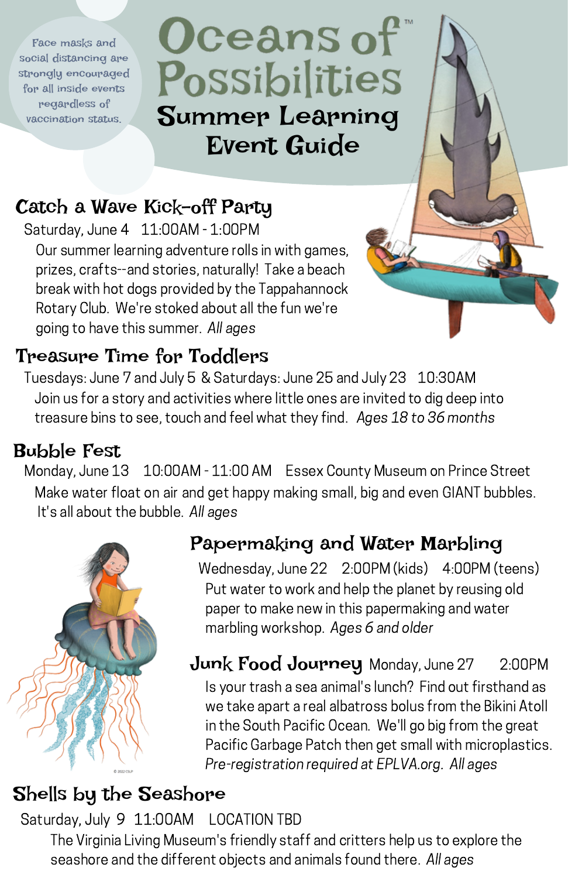Face masks and social distancing are strongly encouraged for all inside events regardless of vaccination status.

# Oceans of Possibilities™

## Summer Learning Event Guide

### Catch a Wave Kick-off Party

Saturday, June 4 11:00AM - 1:00PM

Our summer learning adventure rolls in with games, prizes, crafts--and stories, naturally! Take a beach break with hot dogs provided by the Tappahannock Rotary Club. We're stoked about all the fun we're going to have this summer. *All ages*

### Treasure Time for Toddlers

Tuesdays: June 7 and July 5 & Saturdays: June 25 and July 23 10:30AM

Join us for a story and activities where little ones are invited to dig deep into treasure bins to see, touch and feel what they find. *Ages 18 to 36 months*

### Bubble Fest

Monday, June 13 10:00AM - 11:00 AM Essex County Museum on Prince Street

Make water float on air and get happy making small, big and even GIANT bubbles. It's all about the bubble. *All ages*

### Papermaking and Water Marbling

Wednesday, June 22 2:00PM (kids) 4:00PM (teens)

Put water to work and help the planet by reusing old paper to make new in this papermaking and water marbling workshop. *Ages 6 and older*

### Junk Food Journey

Monday, June 27 2:00PM

Is your trash a sea animal's lunch? Find out firsthand as we take apart a real albatross bolus from the Bikini Atoll in the South Pacific Ocean. We'll go big from the great Pacific Garbage Patch then get small with microplastics. *Pre-registration required at EPLVA.org. All ages*

### Shells by the Seashore

Saturday, July 9 11:00AM LOCATION TBD

The Virginia Living Museum's friendly staff and critters help us to explore the seashore and the different objects and animals found there. *All ages*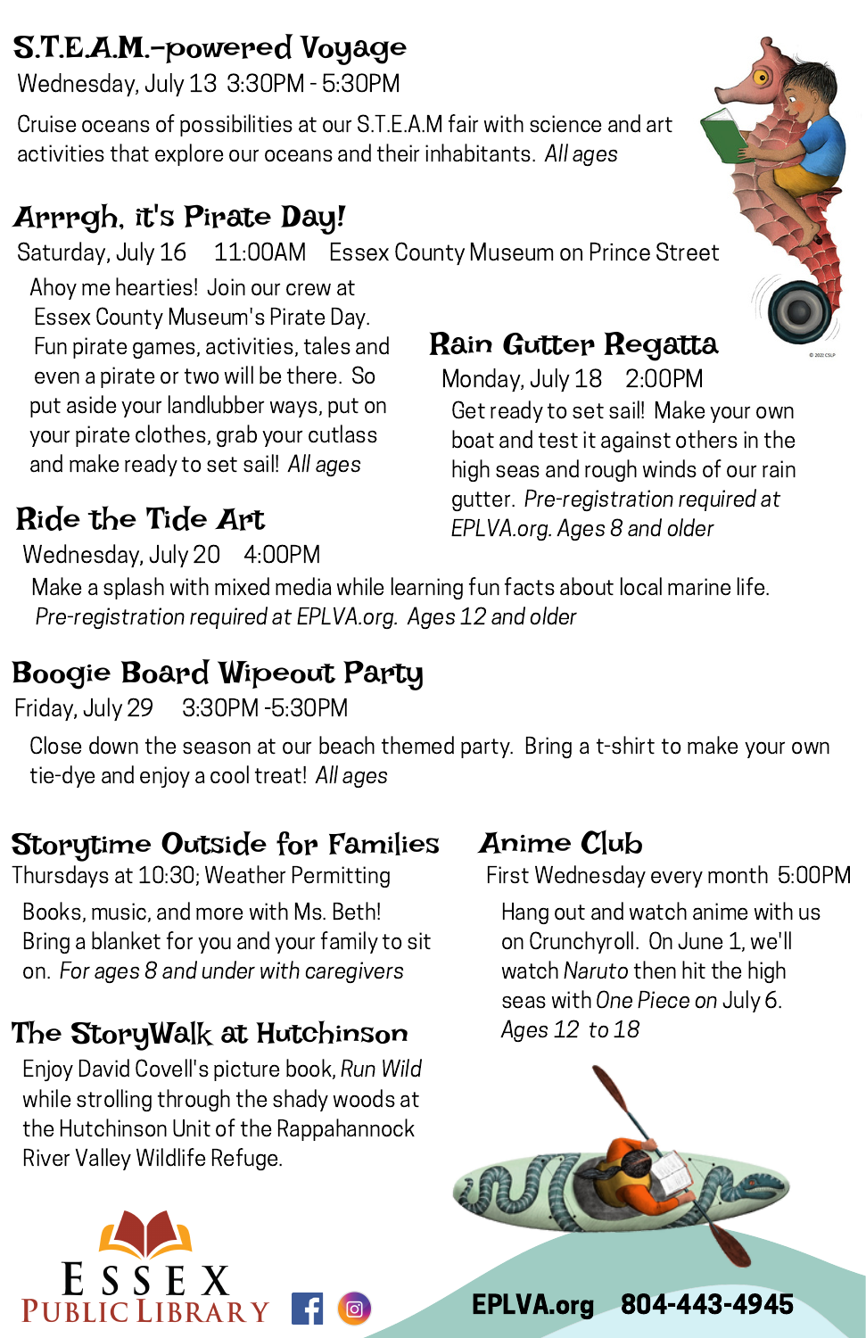## S.T.E.A.M.-powered Voyage

Wednesday, July 13 3:30PM - 5:30PM

Cruise oceans of possibilities at our S.T.E.A.M fair with science and art activities that explore our oceans and their inhabitants. *All ages*

## Arrrgh, it's Pirate Day!

Saturday, July 16 11:00AM Essex County Museum on Prince Street

Ahoy me hearties! Join our crew at Essex County Museum's Pirate Day. Fun pirate games, activities, tales and even a pirate or two will be there. So put aside your landlubber ways, put on your pirate clothes, grab your cutlass and make ready to set sail! *All ages*

## Rain Gutter Regatta

Monday, July 18 2:00PM

Get ready to set sail! Make your own boat and test it against others in the high seas and rough winds of our rain gutter. *Pre-registration required at EPLVA.org. Ages 8 and older*

## Ride the Tide Art

Wednesday, July 20 4:00PM

Make a splash with mixed media while learning fun facts about local marine life. *Pre-registration required at EPLVA.org. Ages 12 and older*

## Boogie Board Wipeout Party

Friday, July 29 3:30PM -5:30PM

Close down the season at our beach themed party. Bring a t-shirt to make your own tie-dye and enjoy a cool treat! *All ages*

## Storytime Outside for Families

Thursdays at 10:30; Weather Permitting

Books, music, and more with Ms. Beth! Bring a blanket for you and your family to sit on. *For ages 8 and under with caregivers*

## The StoryWalk at Hutchinson

Enjoy David Covell's picture book, *Run Wild* while strolling through the shady woods at the Hutchinson Unit of the Rappahannock River Valley Wildlife Refuge.

## Anime Club

First Wednesday every month 5:00PM

Hang out and watch anime with us on Crunchyroll. On June 1, we'll watch *Naruto* then hit the high seas with *One Piece* on July 6. *Ages 12 to 18*

ESSEX PUBLIC LIBRARY

**EPLVA.org 804-443-4945**